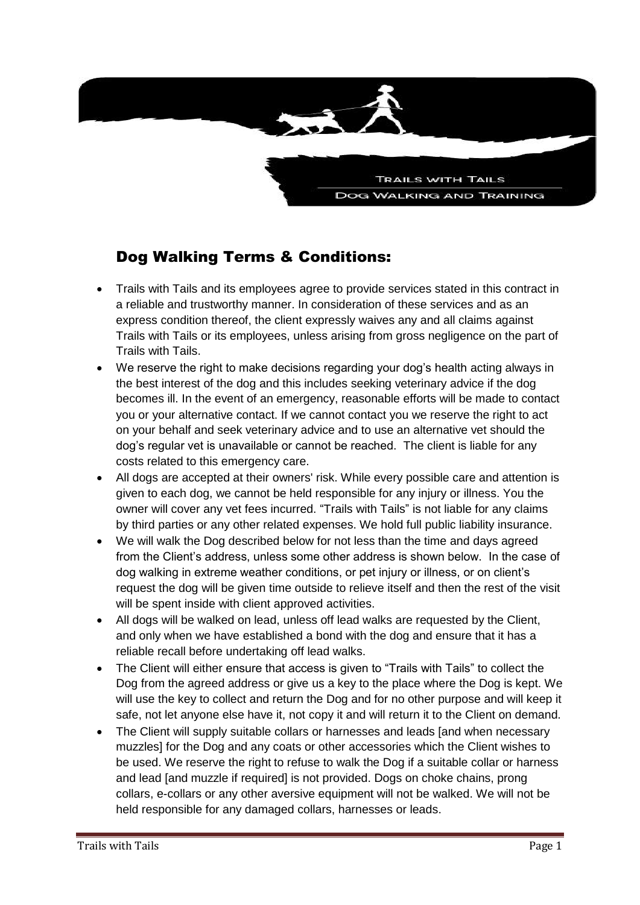TRAILS WITH TAILS

DOG WALKING AND TRAINING

## Dog Walking Terms & Conditions:

- Trails with Tails and its employees agree to provide services stated in this contract in a reliable and trustworthy manner. In consideration of these services and as an express condition thereof, the client expressly waives any and all claims against Trails with Tails or its employees, unless arising from gross negligence on the part of Trails with Tails.
- We reserve the right to make decisions regarding your dog's health acting always in the best interest of the dog and this includes seeking veterinary advice if the dog becomes ill. In the event of an emergency, reasonable efforts will be made to contact you or your alternative contact. If we cannot contact you we reserve the right to act on your behalf and seek veterinary advice and to use an alternative vet should the dog's regular vet is unavailable or cannot be reached. The client is liable for any costs related to this emergency care.
- All dogs are accepted at their owners' risk. While every possible care and attention is given to each dog, we cannot be held responsible for any injury or illness. You the owner will cover any vet fees incurred. "Trails with Tails" is not liable for any claims by third parties or any other related expenses. We hold full public liability insurance.
- We will walk the Dog described below for not less than the time and days agreed from the Client's address, unless some other address is shown below. In the case of dog walking in extreme weather conditions, or pet injury or illness, or on client's request the dog will be given time outside to relieve itself and then the rest of the visit will be spent inside with client approved activities.
- All dogs will be walked on lead, unless off lead walks are requested by the Client, and only when we have established a bond with the dog and ensure that it has a reliable recall before undertaking off lead walks.
- The Client will either ensure that access is given to "Trails with Tails" to collect the Dog from the agreed address or give us a key to the place where the Dog is kept. We will use the key to collect and return the Dog and for no other purpose and will keep it safe, not let anyone else have it, not copy it and will return it to the Client on demand.
- The Client will supply suitable collars or harnesses and leads [and when necessary muzzles] for the Dog and any coats or other accessories which the Client wishes to be used. We reserve the right to refuse to walk the Dog if a suitable collar or harness and lead [and muzzle if required] is not provided. Dogs on choke chains, prong collars, e-collars or any other aversive equipment will not be walked. We will not be held responsible for any damaged collars, harnesses or leads.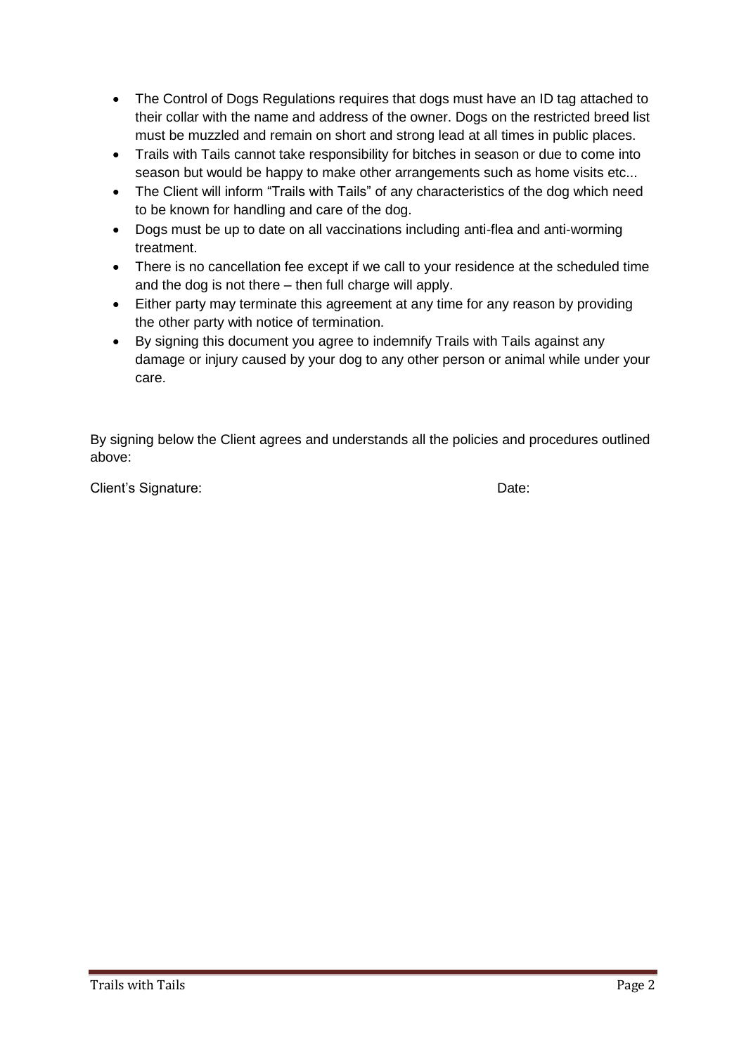- The Control of Dogs Regulations requires that dogs must have an ID tag attached to their collar with the name and address of the owner. Dogs on the restricted breed list must be muzzled and remain on short and strong lead at all times in public places.
- Trails with Tails cannot take responsibility for bitches in season or due to come into season but would be happy to make other arrangements such as home visits etc...
- The Client will inform "Trails with Tails" of any characteristics of the dog which need to be known for handling and care of the dog.
- Dogs must be up to date on all vaccinations including anti-flea and anti-worming treatment.
- There is no cancellation fee except if we call to your residence at the scheduled time and the dog is not there – then full charge will apply.
- Either party may terminate this agreement at any time for any reason by providing the other party with notice of termination.
- By signing this document you agree to indemnify Trails with Tails against any damage or injury caused by your dog to any other person or animal while under your care.

By signing below the Client agrees and understands all the policies and procedures outlined above:

Client's Signature: Date: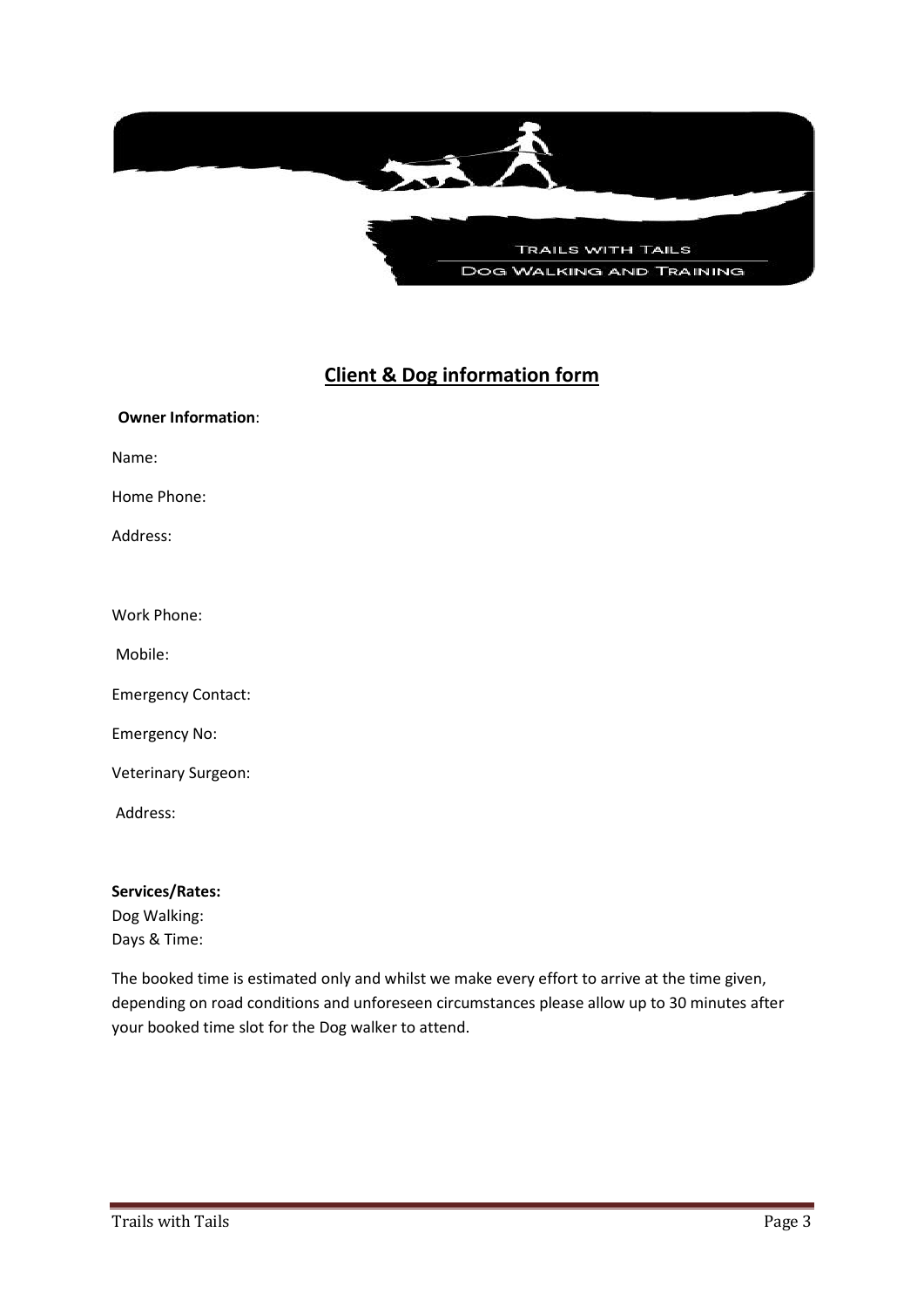TRAILS WITH TAILS

DOG WALKING AND TRAINING

## Client & Dog information form

**Owner Information**:

Name:

Home Phone:

Address:

Work Phone:

Mobile:

Emergency Contact:

Emergency No:

Veterinary Surgeon:

Address:

**Services/Rates:**

Dog Walking:

Days & Time:

The booked time is estimated only and whilst we make every effort to arrive at the time given, depending on road conditions and unforeseen circumstances please allow up to 30 minutes after your booked time slot for the Dog walker to attend.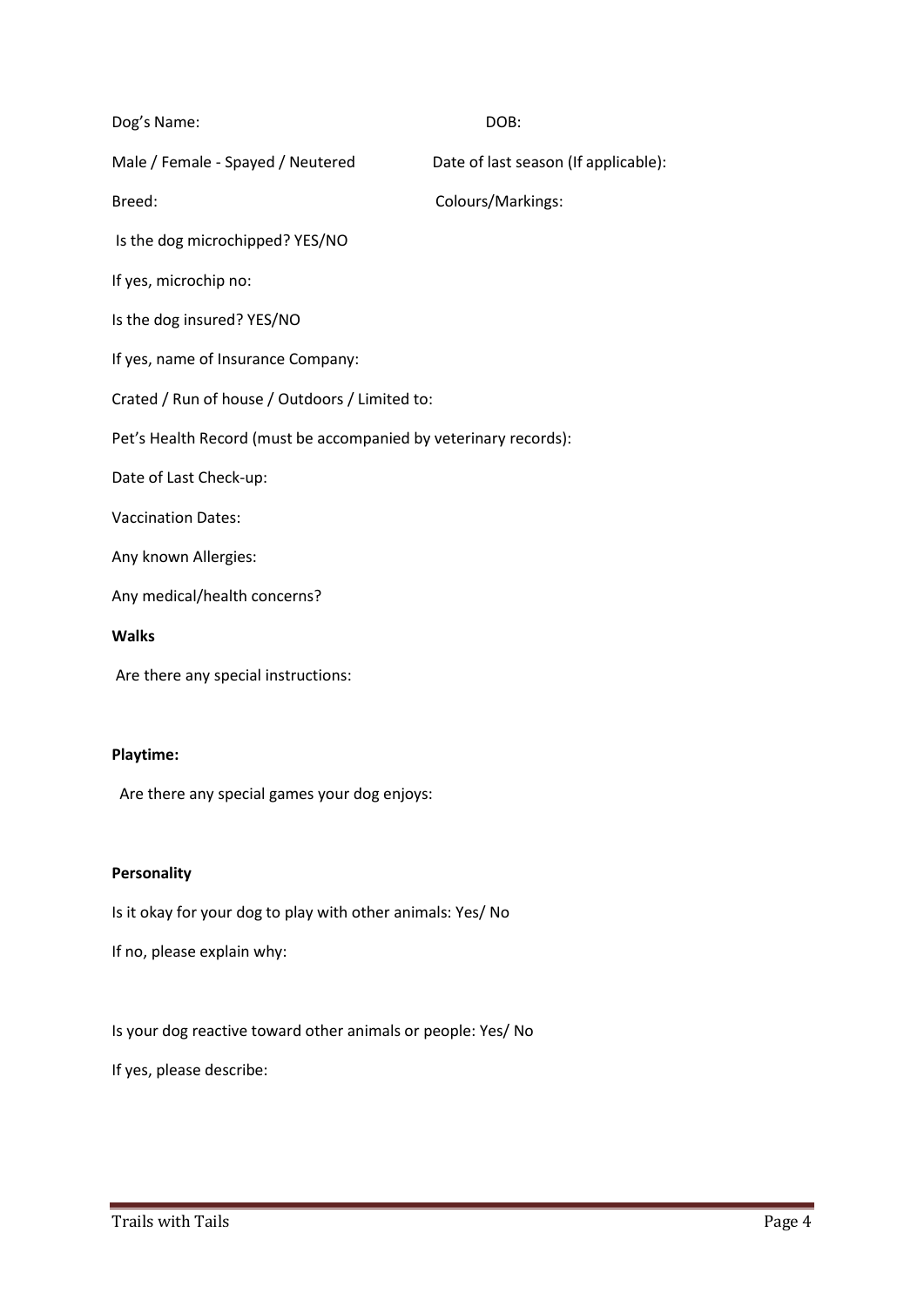Dog's Name: DOB:

Male / Female - Spayed / Neutered Date of last season (If applicable):

Breed: Colours/Markings:

Is the dog microchipped? YES/NO

If yes, microchip no:

Is the dog insured? YES/NO

If yes, name of Insurance Company:

Crated / Run of house / Outdoors / Limited to:

Pet's Health Record (must be accompanied by veterinary records):

Date of Last Check-up:

Vaccination Dates:

Any known Allergies:

Any medical/health concerns?

**Walks**

Are there any special instructions:

**Playtime:**

Are there any special games your dog enjoys:

**Personality**

Is it okay for your dog to play with other animals: Yes/ No

If no, please explain why:

Is your dog reactive toward other animals or people: Yes/ No

If yes, please describe: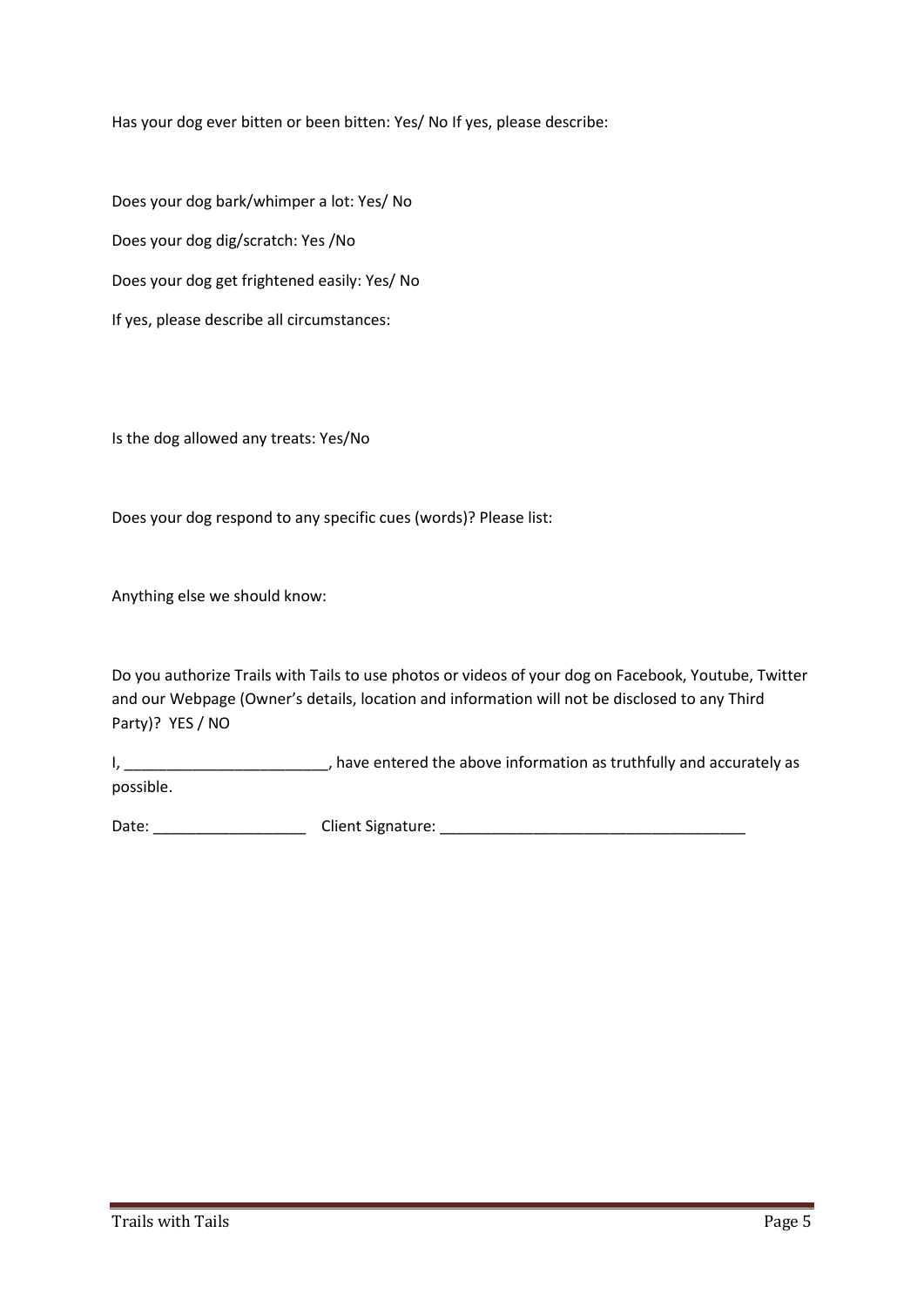Has your dog ever bitten or been bitten: Yes/ No If yes, please describe:

Does your dog bark/whimper a lot: Yes/ No

Does your dog dig/scratch: Yes /No

Does your dog get frightened easily: Yes/ No

If yes, please describe all circumstances:

Is the dog allowed any treats: Yes/No

Does your dog respond to any specific cues (words)? Please list:

Anything else we should know:

Do you authorize Trails with Tails to use photos or videos of your dog on Facebook, Youtube, Twitter and our Webpage (Owner's details, location and information will not be disclosed to any Third Party)? YES / NO

I, ________________________, have entered the above information as truthfully and accurately as possible.

Date: __________________ Client Signature: ____________________________________